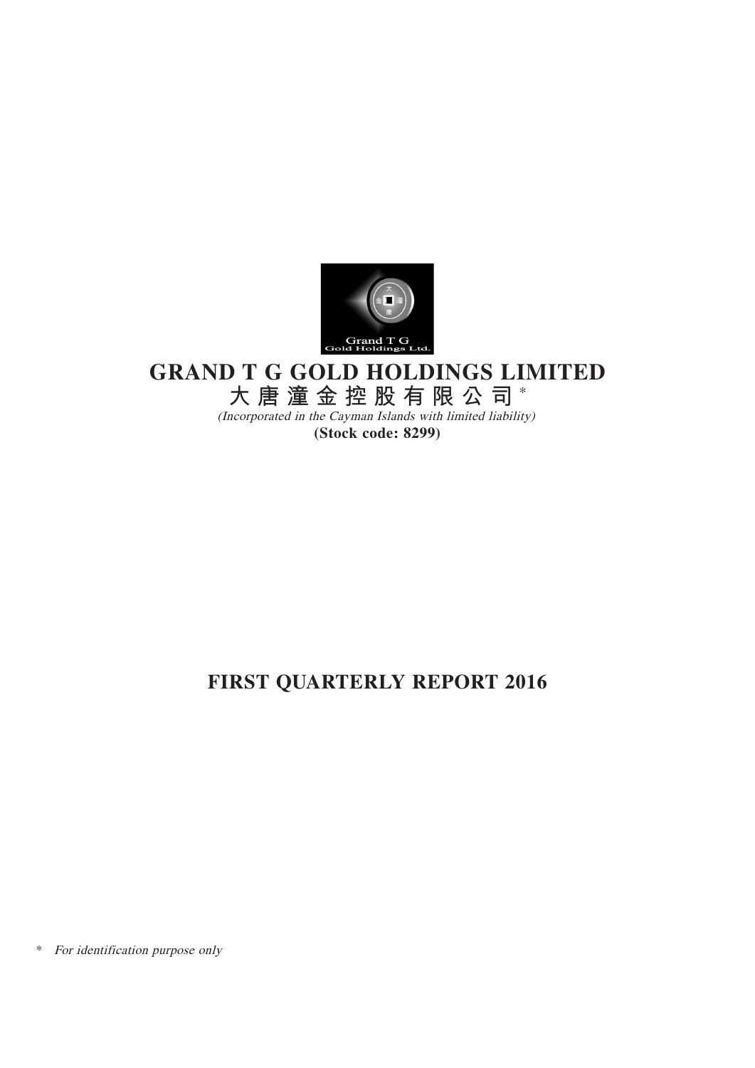# GRAND T G GOLD HOLDINGS LIMITED

# 大唐潼金控股有限公司*

*(Incorporated in the Cayman Islands with limited liability)*

**(Stock code: 8299)**

# FIRST QUARTERLY REPORT 2016

\* *For identification purpose only*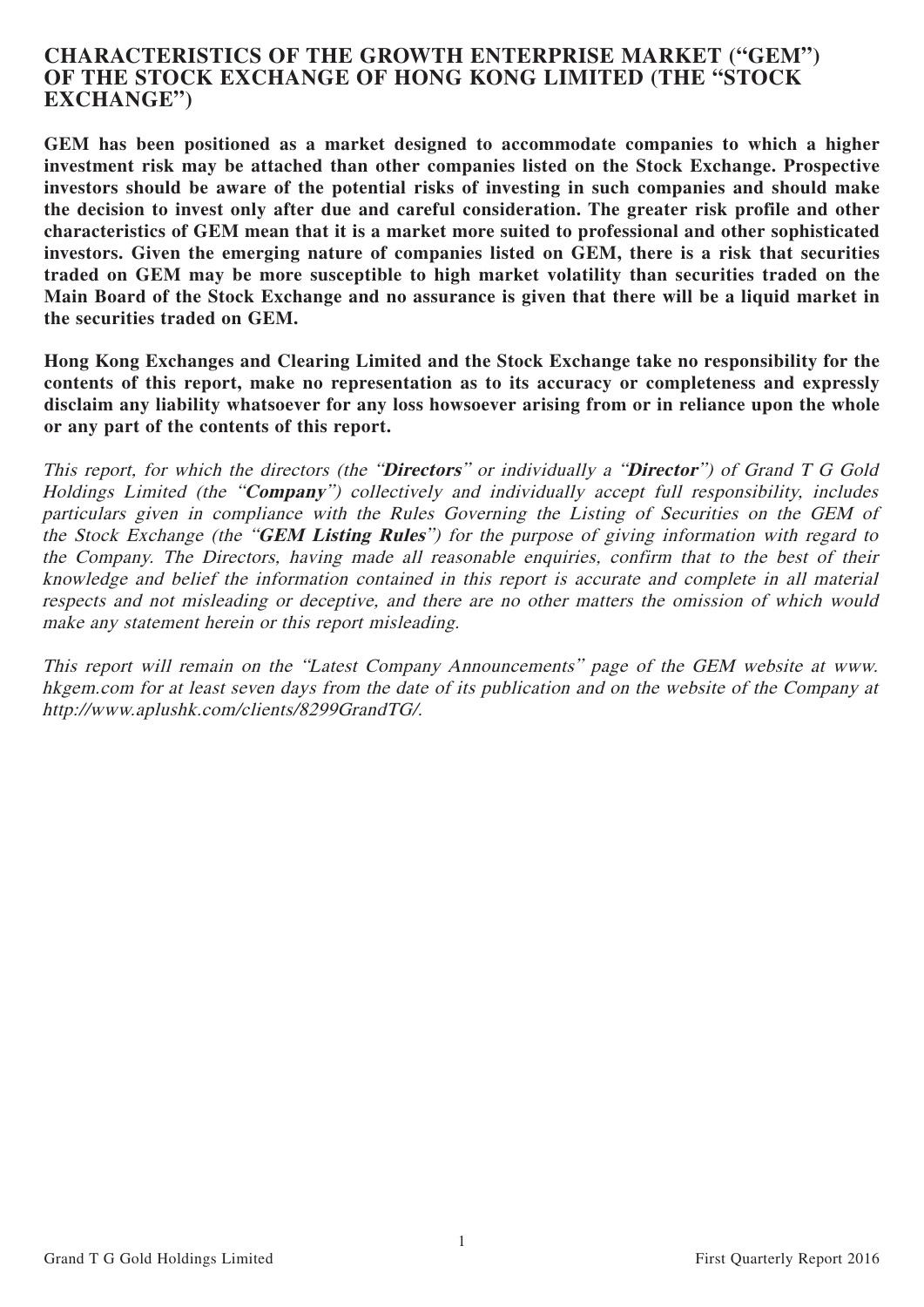## CHARACTERISTICS OF THE GROWTH ENTERPRISE MARKET ("GEM") OF THE STOCK EXCHANGE OF HONG KONG LIMITED (THE "STOCK EXCHANGE")

**GEM has been positioned as a market designed to accommodate companies to which a higher investment risk may be attached than other companies listed on the Stock Exchange. Prospective investors should be aware of the potential risks of investing in such companies and should make the decision to invest only after due and careful consideration. The greater risk profile and other characteristics of GEM mean that it is a market more suited to professional and other sophisticated investors. Given the emerging nature of companies listed on GEM, there is a risk that securities traded on GEM may be more susceptible to high market volatility than securities traded on the Main Board of the Stock Exchange and no assurance is given that there will be a liquid market in the securities traded on GEM.**

**Hong Kong Exchanges and Clearing Limited and the Stock Exchange take no responsibility for the contents of this report, make no representation as to its accuracy or completeness and expressly disclaim any liability whatsoever for any loss howsoever arising from or in reliance upon the whole or any part of the contents of this report.**

*This report, for which the directors (the "**Directors**" or individually a "**Director**") of Grand T G Gold Holdings Limited (the "**Company**") collectively and individually accept full responsibility, includes particulars given in compliance with the Rules Governing the Listing of Securities on the GEM of the Stock Exchange (the "**GEM Listing Rules**") for the purpose of giving information with regard to the Company. The Directors, having made all reasonable enquiries, confirm that to the best of their knowledge and belief the information contained in this report is accurate and complete in all material respects and not misleading or deceptive, and there are no other matters the omission of which would make any statement herein or this report misleading.*

*This report will remain on the "Latest Company Announcements" page of the GEM website at www.hkgem.com for at least seven days from the date of its publication and on the website of the Company at http://www.aplushk.com/clients/8299GrandTG/.*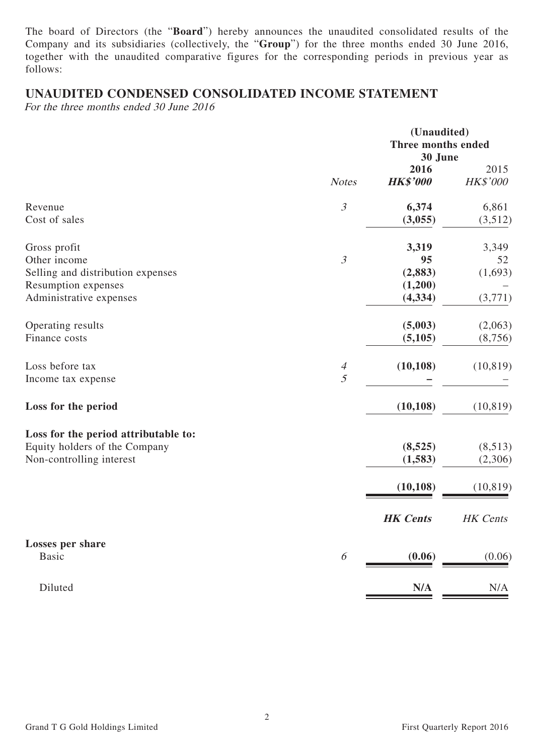The board of Directors (the "**Board**") hereby announces the unaudited consolidated results of the Company and its subsidiaries (collectively, the "**Group**") for the three months ended 30 June 2016, together with the unaudited comparative figures for the corresponding periods in previous year as follows:

## UNAUDITED CONDENSED CONSOLIDATED INCOME STATEMENT

*For the three months ended 30 June 2016*

| | | (Unaudited) Three months ended 30 June | |
|---|---|---|---|
| | *Notes* | **2016** ***HK$'000*** | 2015 *HK$'000* |
| Revenue | *3* | **6,374** | 6,861 |
| Cost of sales | | **(3,055)** | (3,512) |
| Gross profit | | **3,319** | 3,349 |
| Other income | *3* | **95** | 52 |
| Selling and distribution expenses | | **(2,883)** | (1,693) |
| Resumption expenses | | **(1,200)** | – |
| Administrative expenses | | **(4,334)** | (3,771) |
| Operating results | | **(5,003)** | (2,063) |
| Finance costs | | **(5,105)** | (8,756) |
| Loss before tax | *4* | **(10,108)** | (10,819) |
| Income tax expense | *5* | **–** | – |
| **Loss for the period** | | **(10,108)** | (10,819) |
| **Loss for the period attributable to:** | | | |
| Equity holders of the Company | | **(8,525)** | (8,513) |
| Non-controlling interest | | **(1,583)** | (2,306) |
| | | **(10,108)** | (10,819) |
| | | ***HK Cents*** | *HK Cents* |
| **Losses per share** | | | |
| Basic | *6* | **(0.06)** | (0.06) |
| Diluted | | **N/A** | N/A |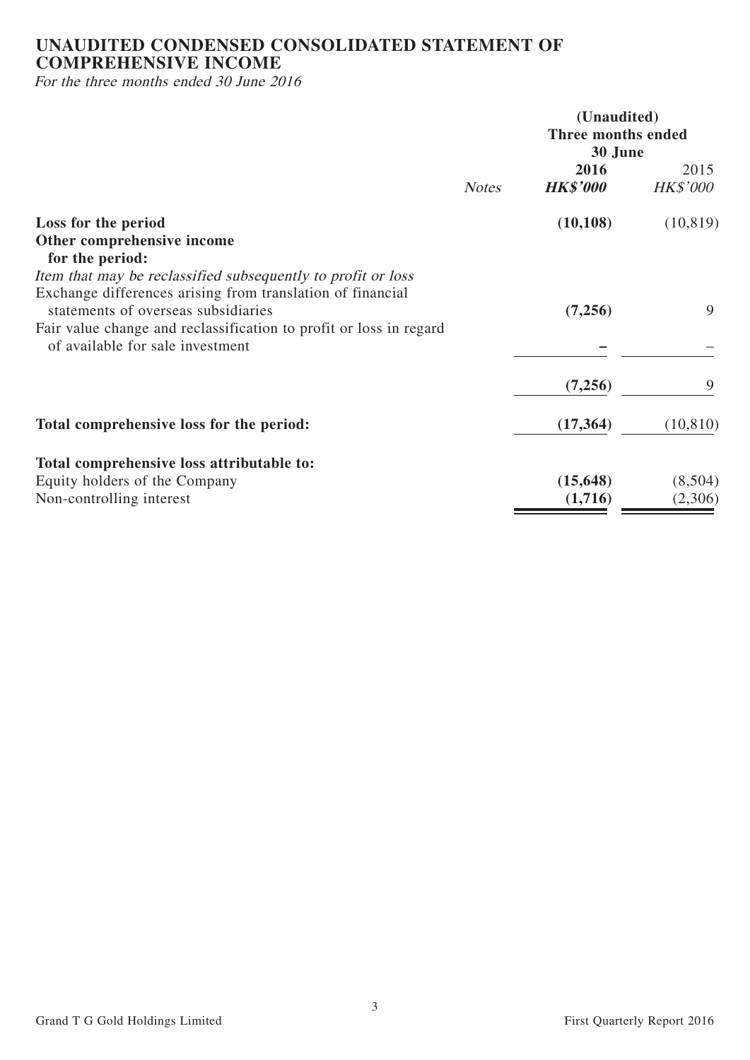# UNAUDITED CONDENSED CONSOLIDATED STATEMENT OF COMPREHENSIVE INCOME

*For the three months ended 30 June 2016*

| | | (Unaudited) Three months ended 30 June | |
|---|---|---|---|
| | *Notes* | **2016** | 2015 |
| | | ***HK$'000*** | *HK$'000* |
| **Loss for the period** | | **(10,108)** | (10,819) |
| **Other comprehensive income for the period:** | | | |
| *Item that may be reclassified subsequently to profit or loss* | | | |
| Exchange differences arising from translation of financial statements of overseas subsidiaries | | **(7,256)** | 9 |
| Fair value change and reclassification to profit or loss in regard of available for sale investment | | **–** | – |
| | | **(7,256)** | 9 |
| **Total comprehensive loss for the period:** | | **(17,364)** | (10,810) |
| **Total comprehensive loss attributable to:** | | | |
| Equity holders of the Company | | **(15,648)** | (8,504) |
| Non-controlling interest | | **(1,716)** | (2,306) |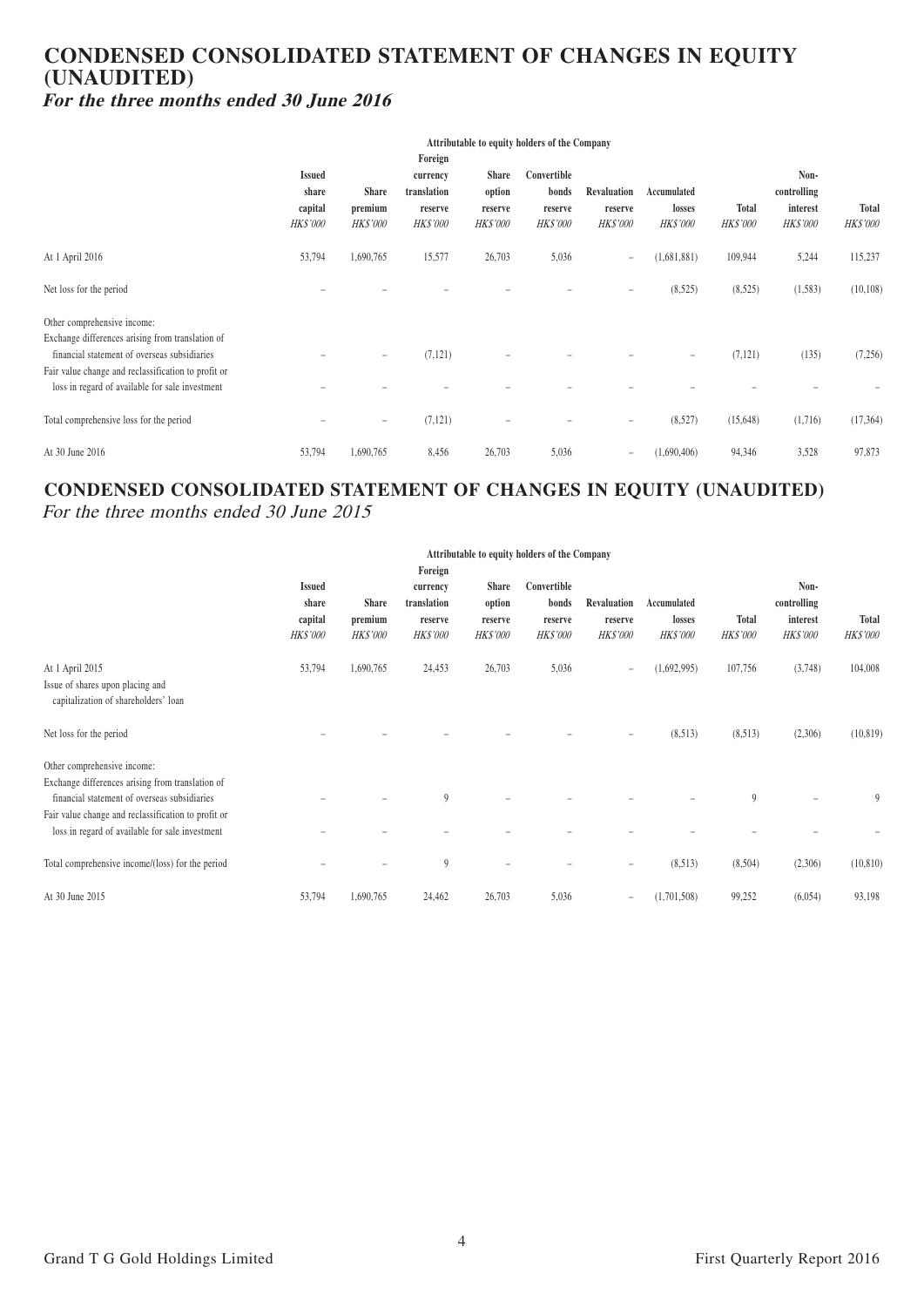# CONDENSED CONSOLIDATED STATEMENT OF CHANGES IN EQUITY (UNAUDITED)

***For the three months ended 30 June 2016***

| | Attributable to equity holders of the Company | | | | | | | | | |
|---|---|---|---|---|---|---|---|---|---|---|
| | Issued share capital | Share premium | Foreign currency translation reserve | Share option reserve | Convertible bonds reserve | Revaluation reserve | Accumulated losses | Total | Non-controlling interest | Total |
| | *HK$'000* | *HK$'000* | *HK$'000* | *HK$'000* | *HK$'000* | *HK$'000* | *HK$'000* | *HK$'000* | *HK$'000* | *HK$'000* |
| At 1 April 2016 | 53,794 | 1,690,765 | 15,577 | 26,703 | 5,036 | – | (1,681,881) | 109,944 | 5,244 | 115,237 |
| Net loss for the period | – | – | – | – | – | – | (8,525) | (8,525) | (1,583) | (10,108) |
| Other comprehensive income: | | | | | | | | | | |
| Exchange differences arising from translation of financial statement of overseas subsidiaries | – | – | (7,121) | – | – | – | – | (7,121) | (135) | (7,256) |
| Fair value change and reclassification to profit or loss in regard of available for sale investment | – | – | – | – | – | – | – | – | – | – |
| Total comprehensive loss for the period | – | – | (7,121) | – | – | – | (8,527) | (15,648) | (1,716) | (17,364) |
| At 30 June 2016 | 53,794 | 1,690,765 | 8,456 | 26,703 | 5,036 | – | (1,690,406) | 94,346 | 3,528 | 97,873 |

# CONDENSED CONSOLIDATED STATEMENT OF CHANGES IN EQUITY (UNAUDITED)

*For the three months ended 30 June 2015*

| | Attributable to equity holders of the Company | | | | | | | | | |
|---|---|---|---|---|---|---|---|---|---|---|
| | Issued share capital | Share premium | Foreign currency translation reserve | Share option reserve | Convertible bonds reserve | Revaluation reserve | Accumulated losses | Total | Non-controlling interest | Total |
| | *HK$'000* | *HK$'000* | *HK$'000* | *HK$'000* | *HK$'000* | *HK$'000* | *HK$'000* | *HK$'000* | *HK$'000* | *HK$'000* |
| At 1 April 2015 | 53,794 | 1,690,765 | 24,453 | 26,703 | 5,036 | – | (1,692,995) | 107,756 | (3,748) | 104,008 |
| Issue of shares upon placing and capitalization of shareholders' loan | | | | | | | | | | |
| Net loss for the period | – | – | – | – | – | – | (8,513) | (8,513) | (2,306) | (10,819) |
| Other comprehensive income: | | | | | | | | | | |
| Exchange differences arising from translation of financial statement of overseas subsidiaries | – | – | 9 | – | – | – | – | 9 | – | 9 |
| Fair value change and reclassification to profit or loss in regard of available for sale investment | – | – | – | – | – | – | – | – | – | – |
| Total comprehensive income/(loss) for the period | – | – | 9 | – | – | – | (8,513) | (8,504) | (2,306) | (10,810) |
| At 30 June 2015 | 53,794 | 1,690,765 | 24,462 | 26,703 | 5,036 | – | (1,701,508) | 99,252 | (6,054) | 93,198 |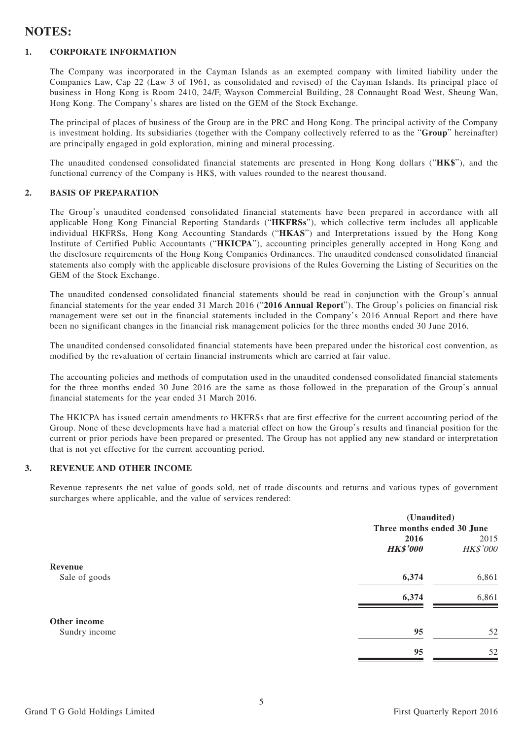# NOTES:

## 1. CORPORATE INFORMATION

The Company was incorporated in the Cayman Islands as an exempted company with limited liability under the Companies Law, Cap 22 (Law 3 of 1961, as consolidated and revised) of the Cayman Islands. Its principal place of business in Hong Kong is Room 2410, 24/F, Wayson Commercial Building, 28 Connaught Road West, Sheung Wan, Hong Kong. The Company's shares are listed on the GEM of the Stock Exchange.

The principal of places of business of the Group are in the PRC and Hong Kong. The principal activity of the Company is investment holding. Its subsidiaries (together with the Company collectively referred to as the "**Group**" hereinafter) are principally engaged in gold exploration, mining and mineral processing.

The unaudited condensed consolidated financial statements are presented in Hong Kong dollars ("**HK$**"), and the functional currency of the Company is HK$, with values rounded to the nearest thousand.

## 2. BASIS OF PREPARATION

The Group's unaudited condensed consolidated financial statements have been prepared in accordance with all applicable Hong Kong Financial Reporting Standards ("**HKFRSs**"), which collective term includes all applicable individual HKFRSs, Hong Kong Accounting Standards ("**HKAS**") and Interpretations issued by the Hong Kong Institute of Certified Public Accountants ("**HKICPA**"), accounting principles generally accepted in Hong Kong and the disclosure requirements of the Hong Kong Companies Ordinances. The unaudited condensed consolidated financial statements also comply with the applicable disclosure provisions of the Rules Governing the Listing of Securities on the GEM of the Stock Exchange.

The unaudited condensed consolidated financial statements should be read in conjunction with the Group's annual financial statements for the year ended 31 March 2016 ("**2016 Annual Report**"). The Group's policies on financial risk management were set out in the financial statements included in the Company's 2016 Annual Report and there have been no significant changes in the financial risk management policies for the three months ended 30 June 2016.

The unaudited condensed consolidated financial statements have been prepared under the historical cost convention, as modified by the revaluation of certain financial instruments which are carried at fair value.

The accounting policies and methods of computation used in the unaudited condensed consolidated financial statements for the three months ended 30 June 2016 are the same as those followed in the preparation of the Group's annual financial statements for the year ended 31 March 2016.

The HKICPA has issued certain amendments to HKFRSs that are first effective for the current accounting period of the Group. None of these developments have had a material effect on how the Group's results and financial position for the current or prior periods have been prepared or presented. The Group has not applied any new standard or interpretation that is not yet effective for the current accounting period.

## 3. REVENUE AND OTHER INCOME

Revenue represents the net value of goods sold, net of trade discounts and returns and various types of government surcharges where applicable, and the value of services rendered:

| | (Unaudited) Three months ended 30 June | |
|---|---|---|
| | **2016** | 2015 |
| | ***HK$'000*** | *HK$'000* |
| **Revenue** | | |
| Sale of goods | **6,374** | 6,861 |
| | **6,374** | 6,861 |
| **Other income** | | |
| Sundry income | **95** | 52 |
| | **95** | 52 |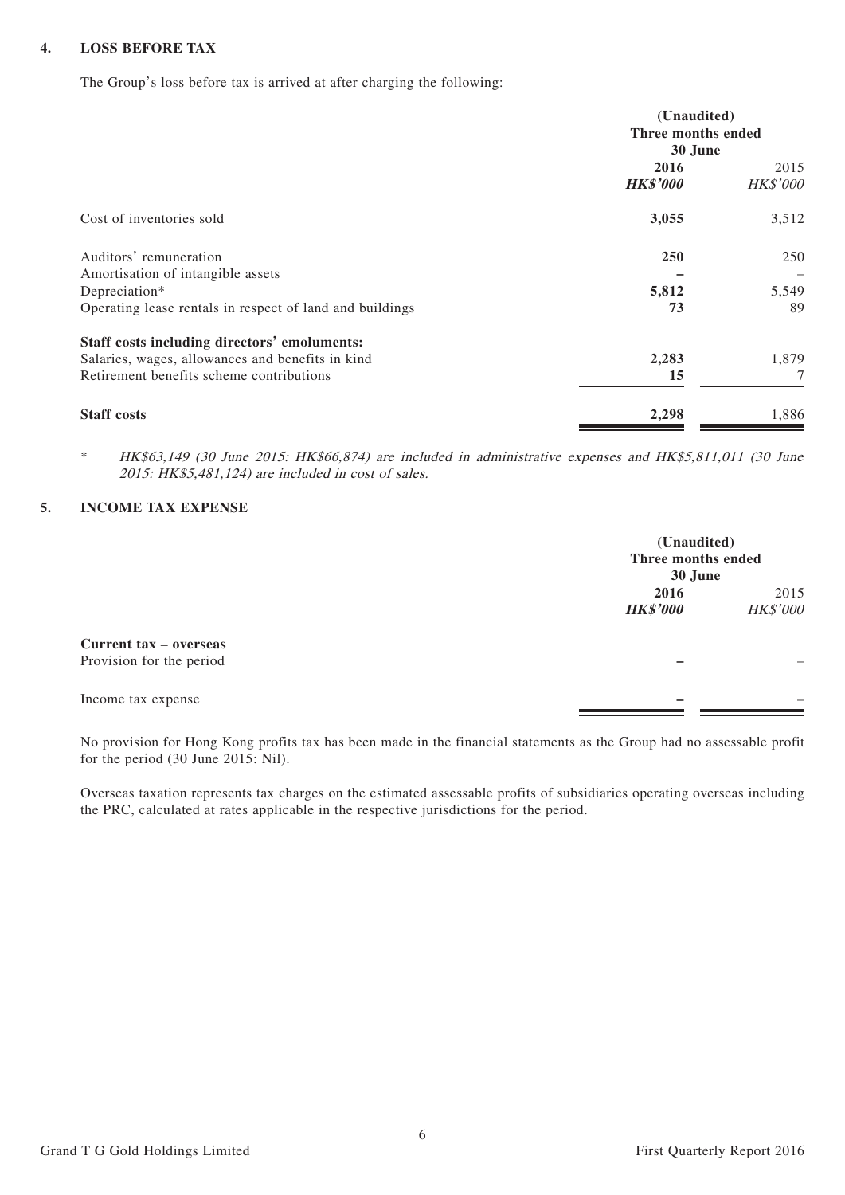## 4. LOSS BEFORE TAX

The Group's loss before tax is arrived at after charging the following:

| | (Unaudited) Three months ended 30 June | |
|---|---|---|
| | **2016** | 2015 |
| | ***HK$'000*** | *HK$'000* |
| Cost of inventories sold | **3,055** | 3,512 |
| Auditors' remuneration | **250** | 250 |
| Amortisation of intangible assets | **–** | – |
| Depreciation* | **5,812** | 5,549 |
| Operating lease rentals in respect of land and buildings | **73** | 89 |
| **Staff costs including directors' emoluments:** | | |
| Salaries, wages, allowances and benefits in kind | **2,283** | 1,879 |
| Retirement benefits scheme contributions | **15** | 7 |
| **Staff costs** | **2,298** | 1,886 |

\* *HK$63,149 (30 June 2015: HK$66,874) are included in administrative expenses and HK$5,811,011 (30 June 2015: HK$5,481,124) are included in cost of sales.*

## 5. INCOME TAX EXPENSE

| | (Unaudited) Three months ended 30 June | |
|---|---|---|
| | **2016** | 2015 |
| | ***HK$'000*** | *HK$'000* |
| **Current tax – overseas** | | |
| Provision for the period | **–** | – |
| Income tax expense | **–** | – |

No provision for Hong Kong profits tax has been made in the financial statements as the Group had no assessable profit for the period (30 June 2015: Nil).

Overseas taxation represents tax charges on the estimated assessable profits of subsidiaries operating overseas including the PRC, calculated at rates applicable in the respective jurisdictions for the period.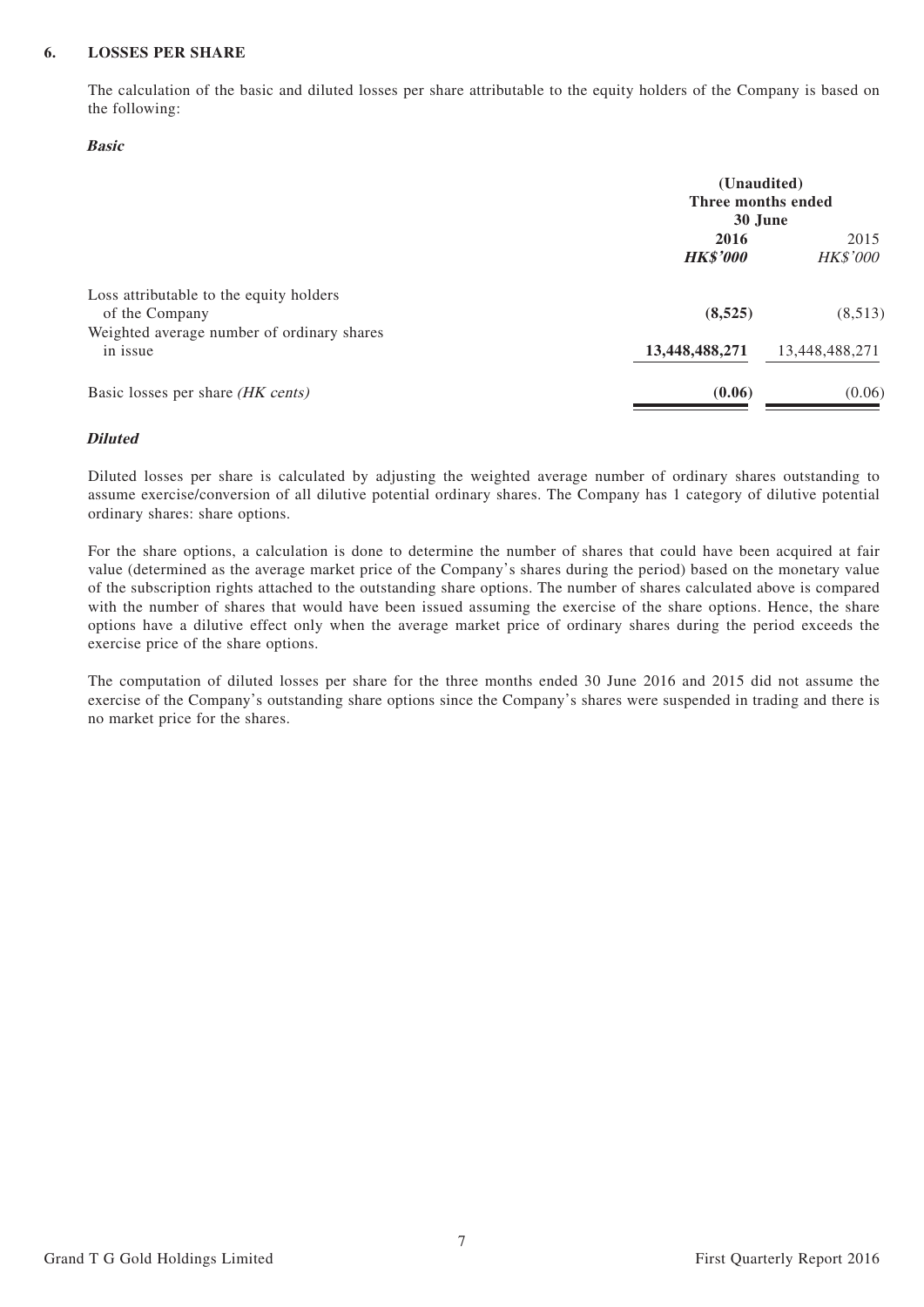## 6. LOSSES PER SHARE

The calculation of the basic and diluted losses per share attributable to the equity holders of the Company is based on the following:

***Basic***

| | (Unaudited) Three months ended 30 June | |
|---|---|---|
| | **2016** | 2015 |
| | ***HK\$'000*** | *HK\$'000* |
| Loss attributable to the equity holders of the Company | **(8,525)** | (8,513) |
| Weighted average number of ordinary shares in issue | **13,448,488,271** | 13,448,488,271 |
| Basic losses per share *(HK cents)* | **(0.06)** | (0.06) |

***Diluted***

Diluted losses per share is calculated by adjusting the weighted average number of ordinary shares outstanding to assume exercise/conversion of all dilutive potential ordinary shares. The Company has 1 category of dilutive potential ordinary shares: share options.

For the share options, a calculation is done to determine the number of shares that could have been acquired at fair value (determined as the average market price of the Company's shares during the period) based on the monetary value of the subscription rights attached to the outstanding share options. The number of shares calculated above is compared with the number of shares that would have been issued assuming the exercise of the share options. Hence, the share options have a dilutive effect only when the average market price of ordinary shares during the period exceeds the exercise price of the share options.

The computation of diluted losses per share for the three months ended 30 June 2016 and 2015 did not assume the exercise of the Company's outstanding share options since the Company's shares were suspended in trading and there is no market price for the shares.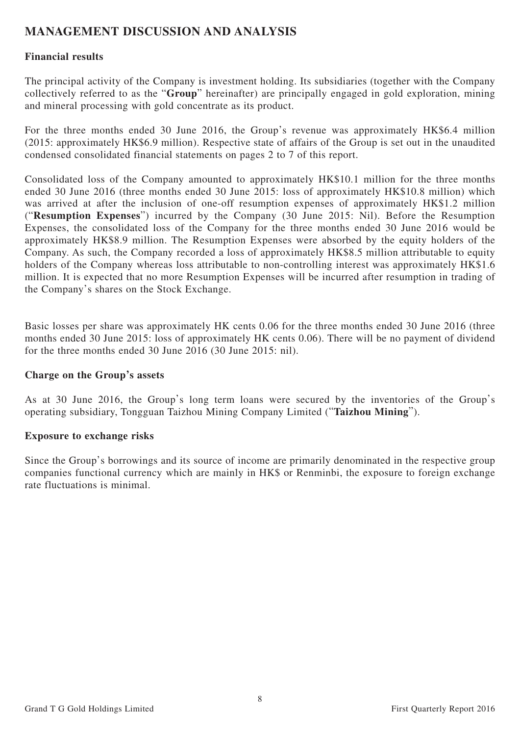# MANAGEMENT DISCUSSION AND ANALYSIS

## Financial results

The principal activity of the Company is investment holding. Its subsidiaries (together with the Company collectively referred to as the "**Group**" hereinafter) are principally engaged in gold exploration, mining and mineral processing with gold concentrate as its product.

For the three months ended 30 June 2016, the Group's revenue was approximately HK$6.4 million (2015: approximately HK$6.9 million). Respective state of affairs of the Group is set out in the unaudited condensed consolidated financial statements on pages 2 to 7 of this report.

Consolidated loss of the Company amounted to approximately HK$10.1 million for the three months ended 30 June 2016 (three months ended 30 June 2015: loss of approximately HK$10.8 million) which was arrived at after the inclusion of one-off resumption expenses of approximately HK$1.2 million ("**Resumption Expenses**") incurred by the Company (30 June 2015: Nil). Before the Resumption Expenses, the consolidated loss of the Company for the three months ended 30 June 2016 would be approximately HK$8.9 million. The Resumption Expenses were absorbed by the equity holders of the Company. As such, the Company recorded a loss of approximately HK$8.5 million attributable to equity holders of the Company whereas loss attributable to non-controlling interest was approximately HK$1.6 million. It is expected that no more Resumption Expenses will be incurred after resumption in trading of the Company's shares on the Stock Exchange.

Basic losses per share was approximately HK cents 0.06 for the three months ended 30 June 2016 (three months ended 30 June 2015: loss of approximately HK cents 0.06). There will be no payment of dividend for the three months ended 30 June 2016 (30 June 2015: nil).

## Charge on the Group's assets

As at 30 June 2016, the Group's long term loans were secured by the inventories of the Group's operating subsidiary, Tongguan Taizhou Mining Company Limited ("**Taizhou Mining**").

## Exposure to exchange risks

Since the Group's borrowings and its source of income are primarily denominated in the respective group companies functional currency which are mainly in HK$ or Renminbi, the exposure to foreign exchange rate fluctuations is minimal.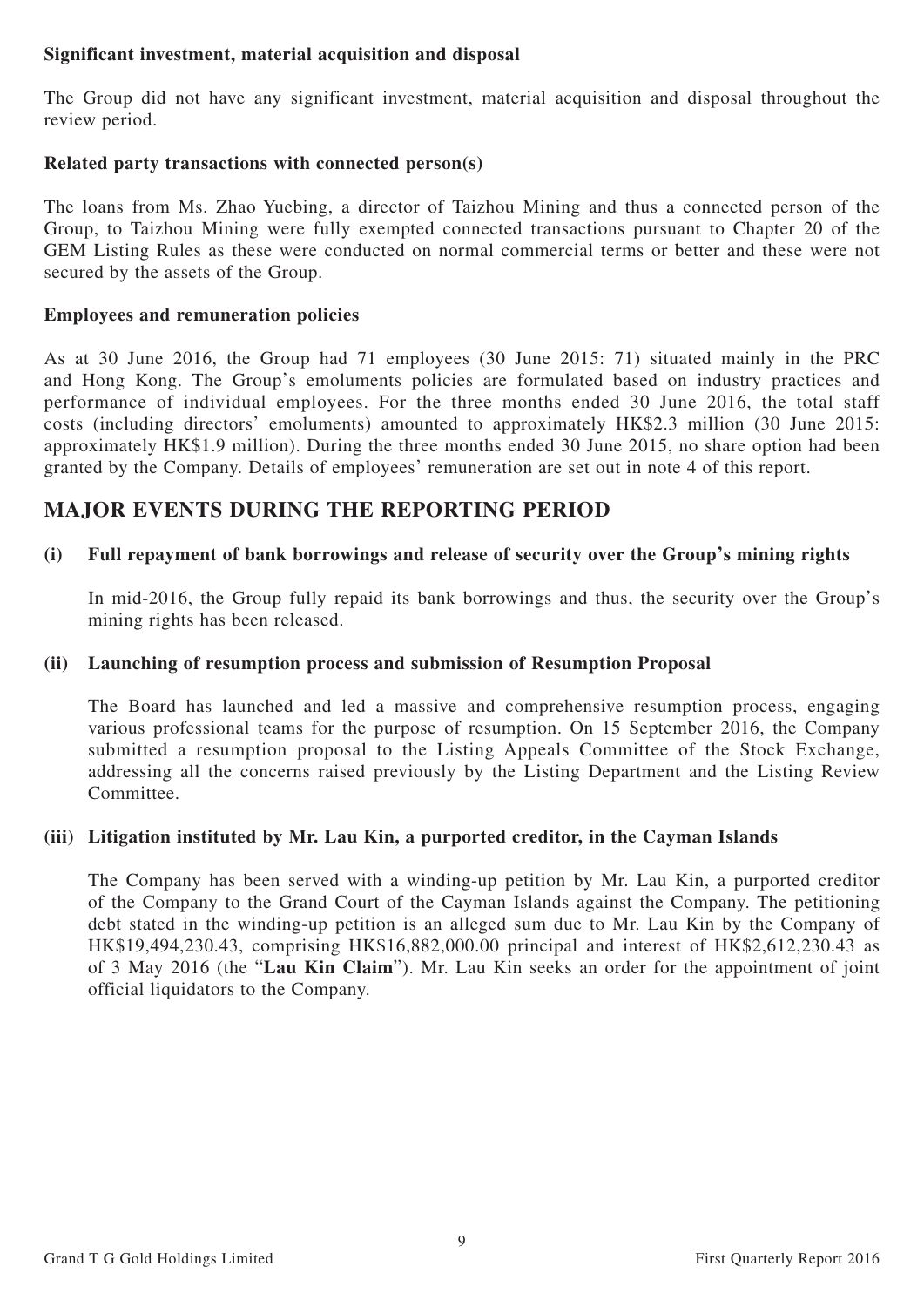**Significant investment, material acquisition and disposal**

The Group did not have any significant investment, material acquisition and disposal throughout the review period.

**Related party transactions with connected person(s)**

The loans from Ms. Zhao Yuebing, a director of Taizhou Mining and thus a connected person of the Group, to Taizhou Mining were fully exempted connected transactions pursuant to Chapter 20 of the GEM Listing Rules as these were conducted on normal commercial terms or better and these were not secured by the assets of the Group.

**Employees and remuneration policies**

As at 30 June 2016, the Group had 71 employees (30 June 2015: 71) situated mainly in the PRC and Hong Kong. The Group's emoluments policies are formulated based on industry practices and performance of individual employees. For the three months ended 30 June 2016, the total staff costs (including directors' emoluments) amounted to approximately HK$2.3 million (30 June 2015: approximately HK$1.9 million). During the three months ended 30 June 2015, no share option had been granted by the Company. Details of employees' remuneration are set out in note 4 of this report.

## MAJOR EVENTS DURING THE REPORTING PERIOD

**(i) Full repayment of bank borrowings and release of security over the Group's mining rights**

In mid-2016, the Group fully repaid its bank borrowings and thus, the security over the Group's mining rights has been released.

**(ii) Launching of resumption process and submission of Resumption Proposal**

The Board has launched and led a massive and comprehensive resumption process, engaging various professional teams for the purpose of resumption. On 15 September 2016, the Company submitted a resumption proposal to the Listing Appeals Committee of the Stock Exchange, addressing all the concerns raised previously by the Listing Department and the Listing Review Committee.

**(iii) Litigation instituted by Mr. Lau Kin, a purported creditor, in the Cayman Islands**

The Company has been served with a winding-up petition by Mr. Lau Kin, a purported creditor of the Company to the Grand Court of the Cayman Islands against the Company. The petitioning debt stated in the winding-up petition is an alleged sum due to Mr. Lau Kin by the Company of HK$19,494,230.43, comprising HK$16,882,000.00 principal and interest of HK$2,612,230.43 as of 3 May 2016 (the "**Lau Kin Claim**"). Mr. Lau Kin seeks an order for the appointment of joint official liquidators to the Company.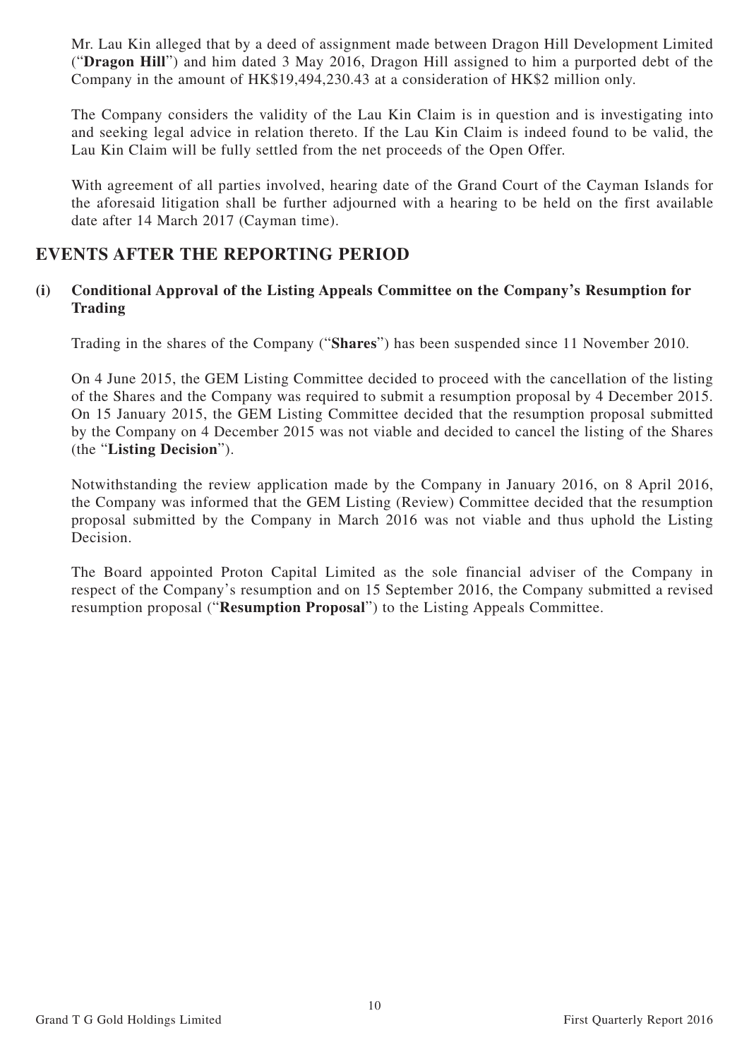Mr. Lau Kin alleged that by a deed of assignment made between Dragon Hill Development Limited ("**Dragon Hill**") and him dated 3 May 2016, Dragon Hill assigned to him a purported debt of the Company in the amount of HK$19,494,230.43 at a consideration of HK$2 million only.

The Company considers the validity of the Lau Kin Claim is in question and is investigating into and seeking legal advice in relation thereto. If the Lau Kin Claim is indeed found to be valid, the Lau Kin Claim will be fully settled from the net proceeds of the Open Offer.

With agreement of all parties involved, hearing date of the Grand Court of the Cayman Islands for the aforesaid litigation shall be further adjourned with a hearing to be held on the first available date after 14 March 2017 (Cayman time).

## EVENTS AFTER THE REPORTING PERIOD

### (i) Conditional Approval of the Listing Appeals Committee on the Company's Resumption for Trading

Trading in the shares of the Company ("**Shares**") has been suspended since 11 November 2010.

On 4 June 2015, the GEM Listing Committee decided to proceed with the cancellation of the listing of the Shares and the Company was required to submit a resumption proposal by 4 December 2015. On 15 January 2015, the GEM Listing Committee decided that the resumption proposal submitted by the Company on 4 December 2015 was not viable and decided to cancel the listing of the Shares (the "**Listing Decision**").

Notwithstanding the review application made by the Company in January 2016, on 8 April 2016, the Company was informed that the GEM Listing (Review) Committee decided that the resumption proposal submitted by the Company in March 2016 was not viable and thus uphold the Listing Decision.

The Board appointed Proton Capital Limited as the sole financial adviser of the Company in respect of the Company's resumption and on 15 September 2016, the Company submitted a revised resumption proposal ("**Resumption Proposal**") to the Listing Appeals Committee.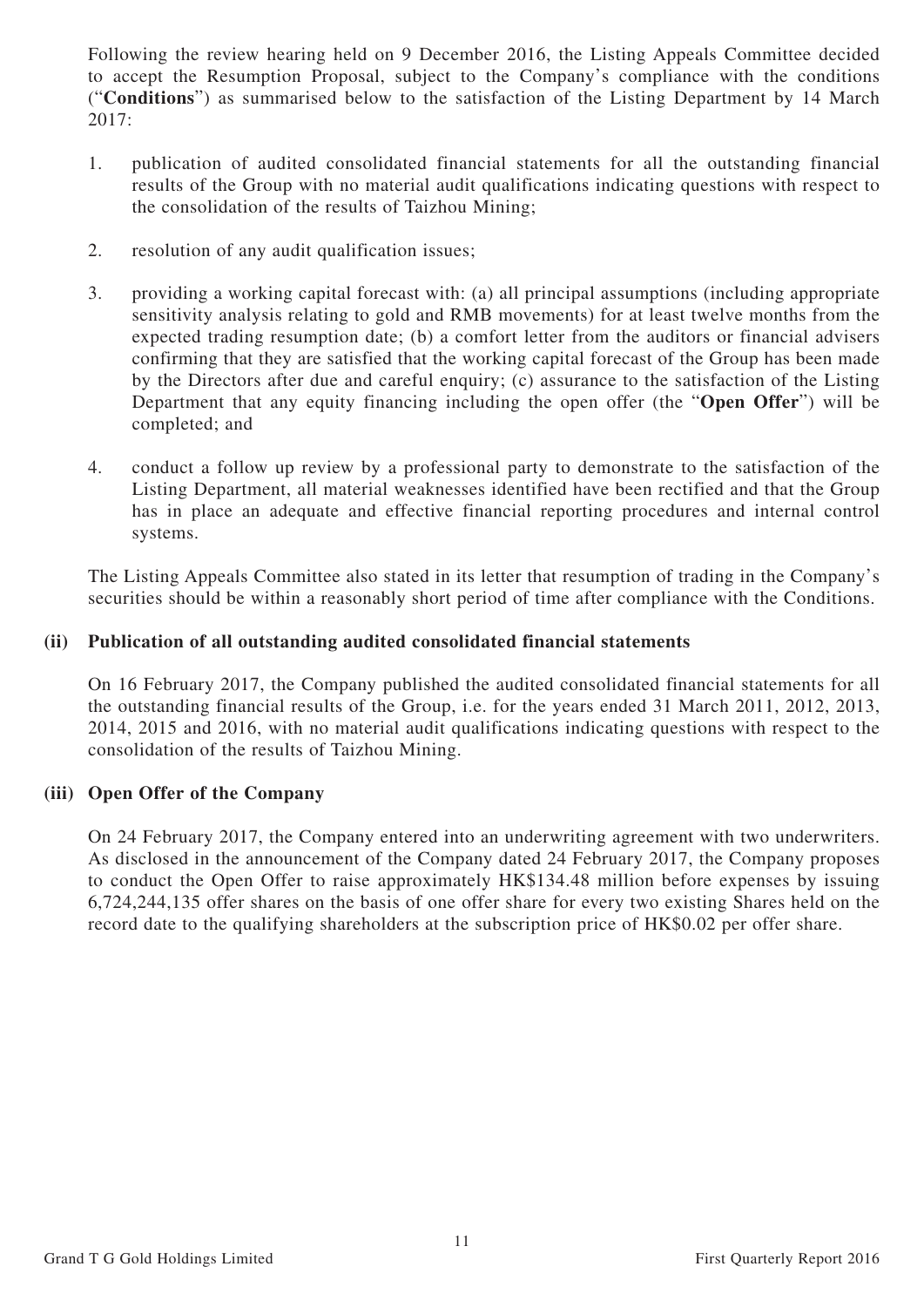Following the review hearing held on 9 December 2016, the Listing Appeals Committee decided to accept the Resumption Proposal, subject to the Company's compliance with the conditions ("**Conditions**") as summarised below to the satisfaction of the Listing Department by 14 March 2017:

1. publication of audited consolidated financial statements for all the outstanding financial results of the Group with no material audit qualifications indicating questions with respect to the consolidation of the results of Taizhou Mining;

2. resolution of any audit qualification issues;

3. providing a working capital forecast with: (a) all principal assumptions (including appropriate sensitivity analysis relating to gold and RMB movements) for at least twelve months from the expected trading resumption date; (b) a comfort letter from the auditors or financial advisers confirming that they are satisfied that the working capital forecast of the Group has been made by the Directors after due and careful enquiry; (c) assurance to the satisfaction of the Listing Department that any equity financing including the open offer (the "**Open Offer**") will be completed; and

4. conduct a follow up review by a professional party to demonstrate to the satisfaction of the Listing Department, all material weaknesses identified have been rectified and that the Group has in place an adequate and effective financial reporting procedures and internal control systems.

The Listing Appeals Committee also stated in its letter that resumption of trading in the Company's securities should be within a reasonably short period of time after compliance with the Conditions.

**(ii) Publication of all outstanding audited consolidated financial statements**

On 16 February 2017, the Company published the audited consolidated financial statements for all the outstanding financial results of the Group, i.e. for the years ended 31 March 2011, 2012, 2013, 2014, 2015 and 2016, with no material audit qualifications indicating questions with respect to the consolidation of the results of Taizhou Mining.

**(iii) Open Offer of the Company**

On 24 February 2017, the Company entered into an underwriting agreement with two underwriters. As disclosed in the announcement of the Company dated 24 February 2017, the Company proposes to conduct the Open Offer to raise approximately HK$134.48 million before expenses by issuing 6,724,244,135 offer shares on the basis of one offer share for every two existing Shares held on the record date to the qualifying shareholders at the subscription price of HK$0.02 per offer share.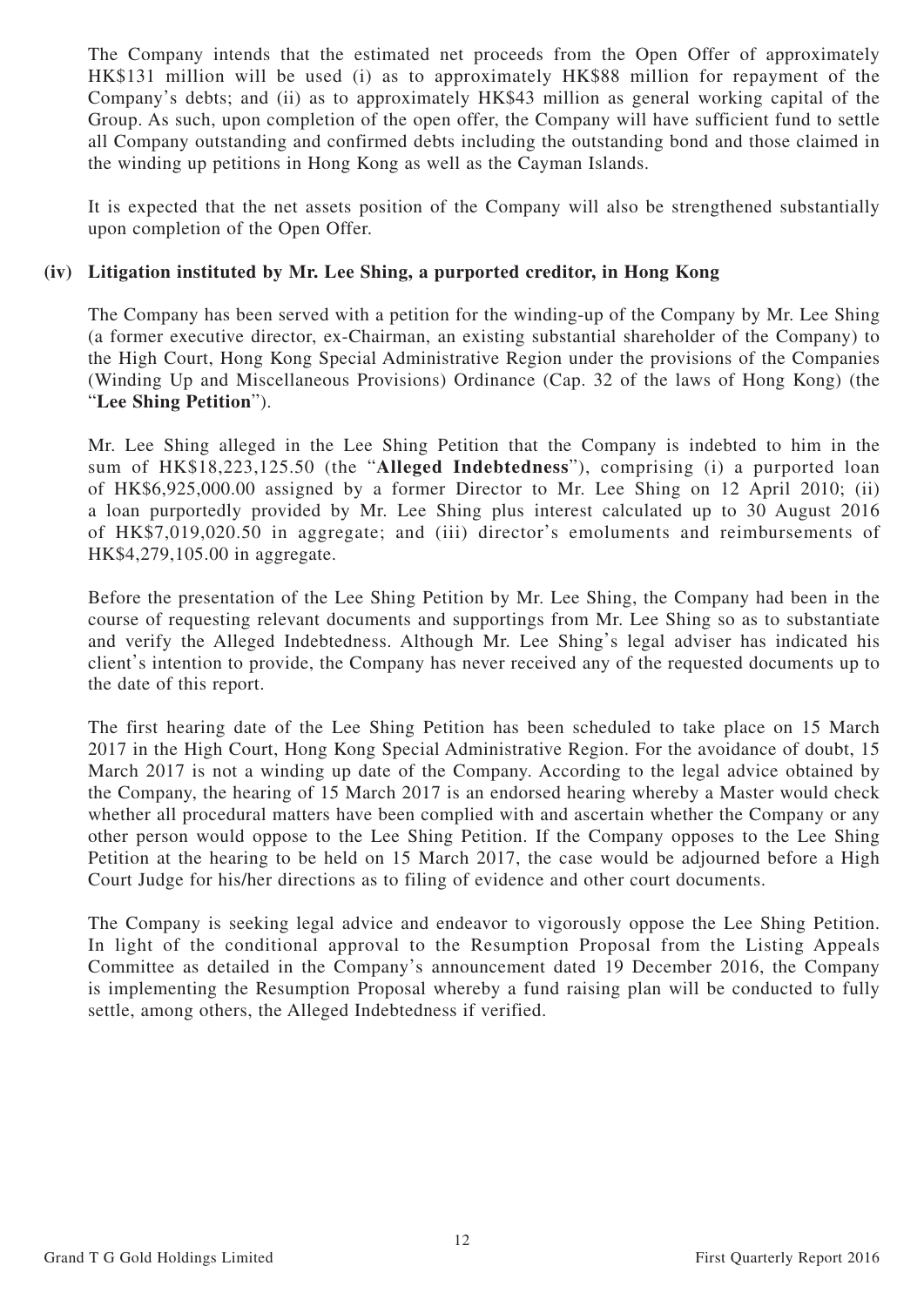The Company intends that the estimated net proceeds from the Open Offer of approximately HK$131 million will be used (i) as to approximately HK$88 million for repayment of the Company's debts; and (ii) as to approximately HK$43 million as general working capital of the Group. As such, upon completion of the open offer, the Company will have sufficient fund to settle all Company outstanding and confirmed debts including the outstanding bond and those claimed in the winding up petitions in Hong Kong as well as the Cayman Islands.

It is expected that the net assets position of the Company will also be strengthened substantially upon completion of the Open Offer.

**(iv) Litigation instituted by Mr. Lee Shing, a purported creditor, in Hong Kong**

The Company has been served with a petition for the winding-up of the Company by Mr. Lee Shing (a former executive director, ex-Chairman, an existing substantial shareholder of the Company) to the High Court, Hong Kong Special Administrative Region under the provisions of the Companies (Winding Up and Miscellaneous Provisions) Ordinance (Cap. 32 of the laws of Hong Kong) (the "**Lee Shing Petition**").

Mr. Lee Shing alleged in the Lee Shing Petition that the Company is indebted to him in the sum of HK$18,223,125.50 (the "**Alleged Indebtedness**"), comprising (i) a purported loan of HK$6,925,000.00 assigned by a former Director to Mr. Lee Shing on 12 April 2010; (ii) a loan purportedly provided by Mr. Lee Shing plus interest calculated up to 30 August 2016 of HK$7,019,020.50 in aggregate; and (iii) director's emoluments and reimbursements of HK$4,279,105.00 in aggregate.

Before the presentation of the Lee Shing Petition by Mr. Lee Shing, the Company had been in the course of requesting relevant documents and supportings from Mr. Lee Shing so as to substantiate and verify the Alleged Indebtedness. Although Mr. Lee Shing's legal adviser has indicated his client's intention to provide, the Company has never received any of the requested documents up to the date of this report.

The first hearing date of the Lee Shing Petition has been scheduled to take place on 15 March 2017 in the High Court, Hong Kong Special Administrative Region. For the avoidance of doubt, 15 March 2017 is not a winding up date of the Company. According to the legal advice obtained by the Company, the hearing of 15 March 2017 is an endorsed hearing whereby a Master would check whether all procedural matters have been complied with and ascertain whether the Company or any other person would oppose to the Lee Shing Petition. If the Company opposes to the Lee Shing Petition at the hearing to be held on 15 March 2017, the case would be adjourned before a High Court Judge for his/her directions as to filing of evidence and other court documents.

The Company is seeking legal advice and endeavor to vigorously oppose the Lee Shing Petition. In light of the conditional approval to the Resumption Proposal from the Listing Appeals Committee as detailed in the Company's announcement dated 19 December 2016, the Company is implementing the Resumption Proposal whereby a fund raising plan will be conducted to fully settle, among others, the Alleged Indebtedness if verified.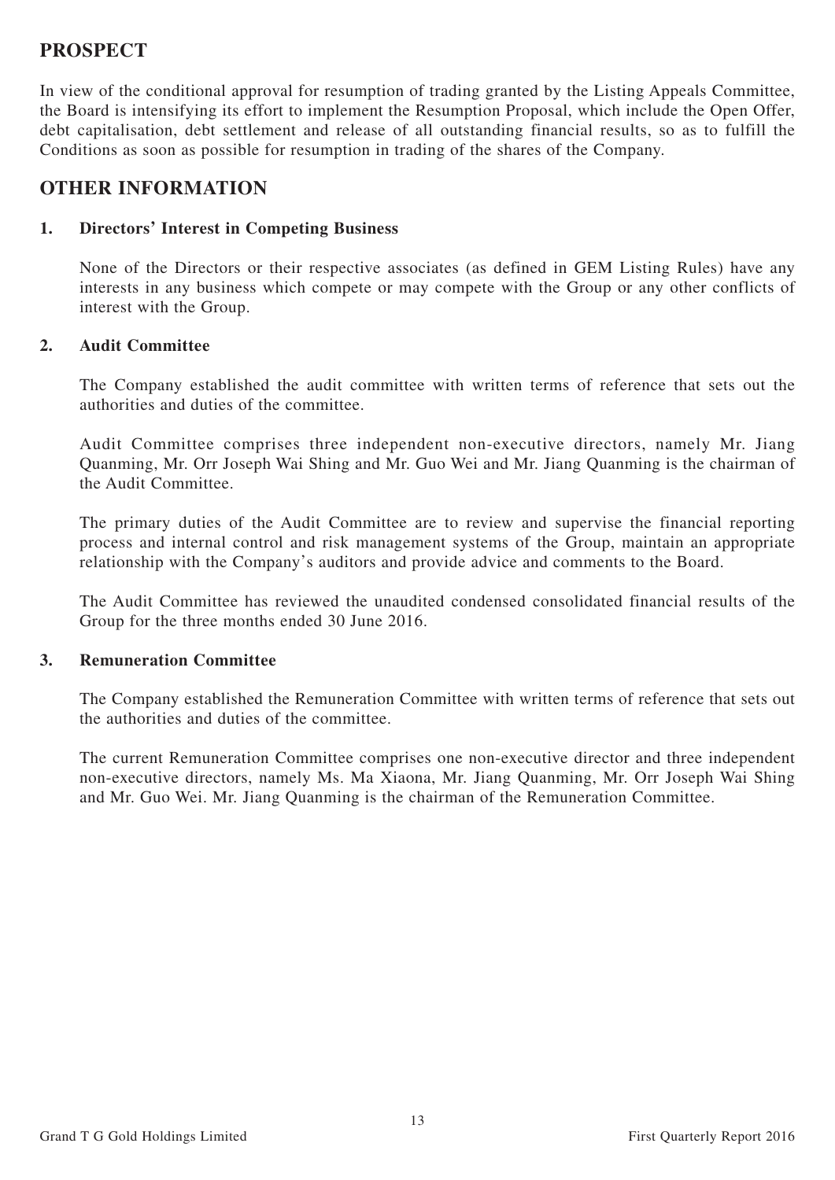## PROSPECT

In view of the conditional approval for resumption of trading granted by the Listing Appeals Committee, the Board is intensifying its effort to implement the Resumption Proposal, which include the Open Offer, debt capitalisation, debt settlement and release of all outstanding financial results, so as to fulfill the Conditions as soon as possible for resumption in trading of the shares of the Company.

## OTHER INFORMATION

### 1. Directors' Interest in Competing Business

None of the Directors or their respective associates (as defined in GEM Listing Rules) have any interests in any business which compete or may compete with the Group or any other conflicts of interest with the Group.

### 2. Audit Committee

The Company established the audit committee with written terms of reference that sets out the authorities and duties of the committee.

Audit Committee comprises three independent non-executive directors, namely Mr. Jiang Quanming, Mr. Orr Joseph Wai Shing and Mr. Guo Wei and Mr. Jiang Quanming is the chairman of the Audit Committee.

The primary duties of the Audit Committee are to review and supervise the financial reporting process and internal control and risk management systems of the Group, maintain an appropriate relationship with the Company's auditors and provide advice and comments to the Board.

The Audit Committee has reviewed the unaudited condensed consolidated financial results of the Group for the three months ended 30 June 2016.

### 3. Remuneration Committee

The Company established the Remuneration Committee with written terms of reference that sets out the authorities and duties of the committee.

The current Remuneration Committee comprises one non-executive director and three independent non-executive directors, namely Ms. Ma Xiaona, Mr. Jiang Quanming, Mr. Orr Joseph Wai Shing and Mr. Guo Wei. Mr. Jiang Quanming is the chairman of the Remuneration Committee.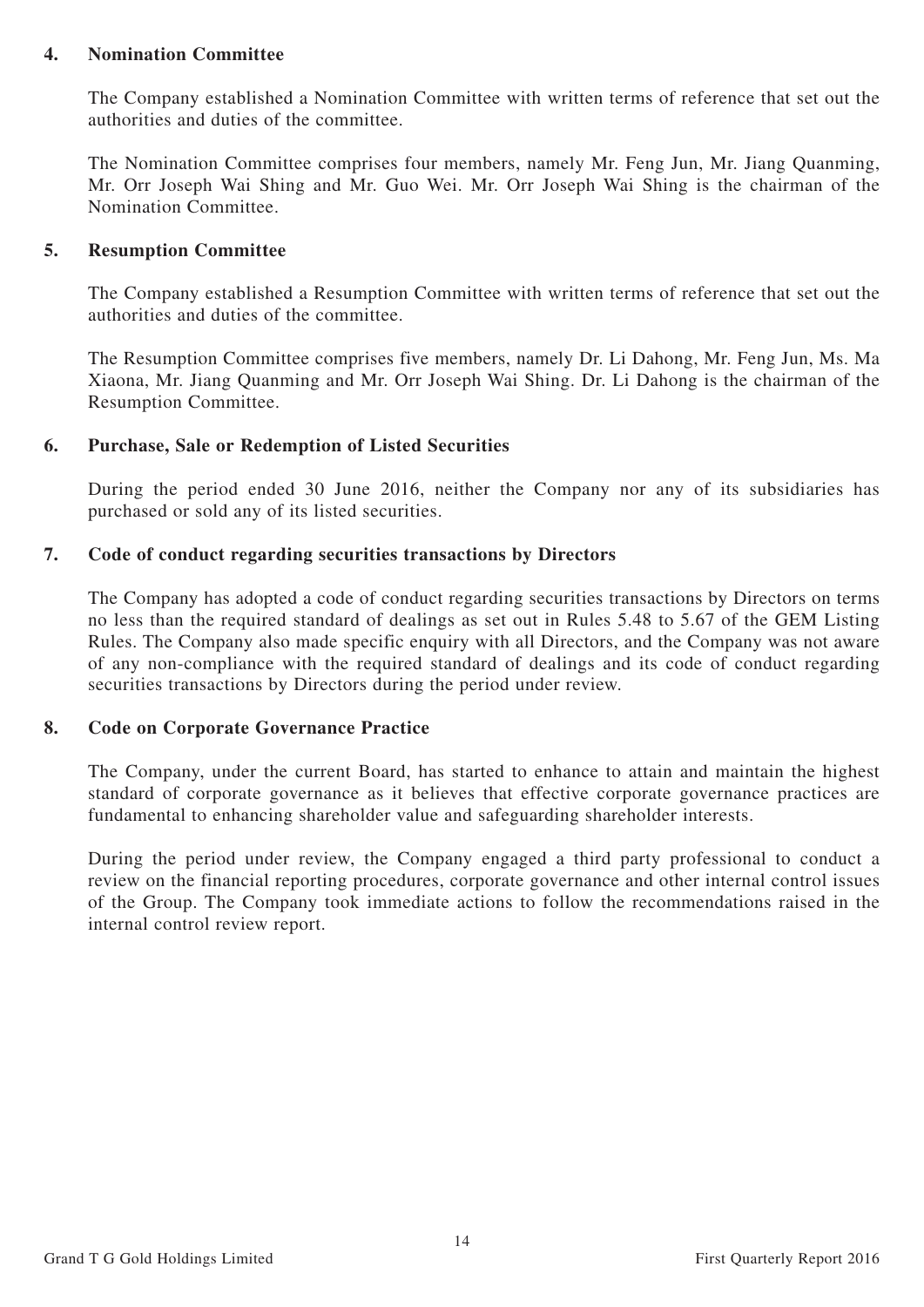**4. Nomination Committee**

The Company established a Nomination Committee with written terms of reference that set out the authorities and duties of the committee.

The Nomination Committee comprises four members, namely Mr. Feng Jun, Mr. Jiang Quanming, Mr. Orr Joseph Wai Shing and Mr. Guo Wei. Mr. Orr Joseph Wai Shing is the chairman of the Nomination Committee.

**5. Resumption Committee**

The Company established a Resumption Committee with written terms of reference that set out the authorities and duties of the committee.

The Resumption Committee comprises five members, namely Dr. Li Dahong, Mr. Feng Jun, Ms. Ma Xiaona, Mr. Jiang Quanming and Mr. Orr Joseph Wai Shing. Dr. Li Dahong is the chairman of the Resumption Committee.

**6. Purchase, Sale or Redemption of Listed Securities**

During the period ended 30 June 2016, neither the Company nor any of its subsidiaries has purchased or sold any of its listed securities.

**7. Code of conduct regarding securities transactions by Directors**

The Company has adopted a code of conduct regarding securities transactions by Directors on terms no less than the required standard of dealings as set out in Rules 5.48 to 5.67 of the GEM Listing Rules. The Company also made specific enquiry with all Directors, and the Company was not aware of any non-compliance with the required standard of dealings and its code of conduct regarding securities transactions by Directors during the period under review.

**8. Code on Corporate Governance Practice**

The Company, under the current Board, has started to enhance to attain and maintain the highest standard of corporate governance as it believes that effective corporate governance practices are fundamental to enhancing shareholder value and safeguarding shareholder interests.

During the period under review, the Company engaged a third party professional to conduct a review on the financial reporting procedures, corporate governance and other internal control issues of the Group. The Company took immediate actions to follow the recommendations raised in the internal control review report.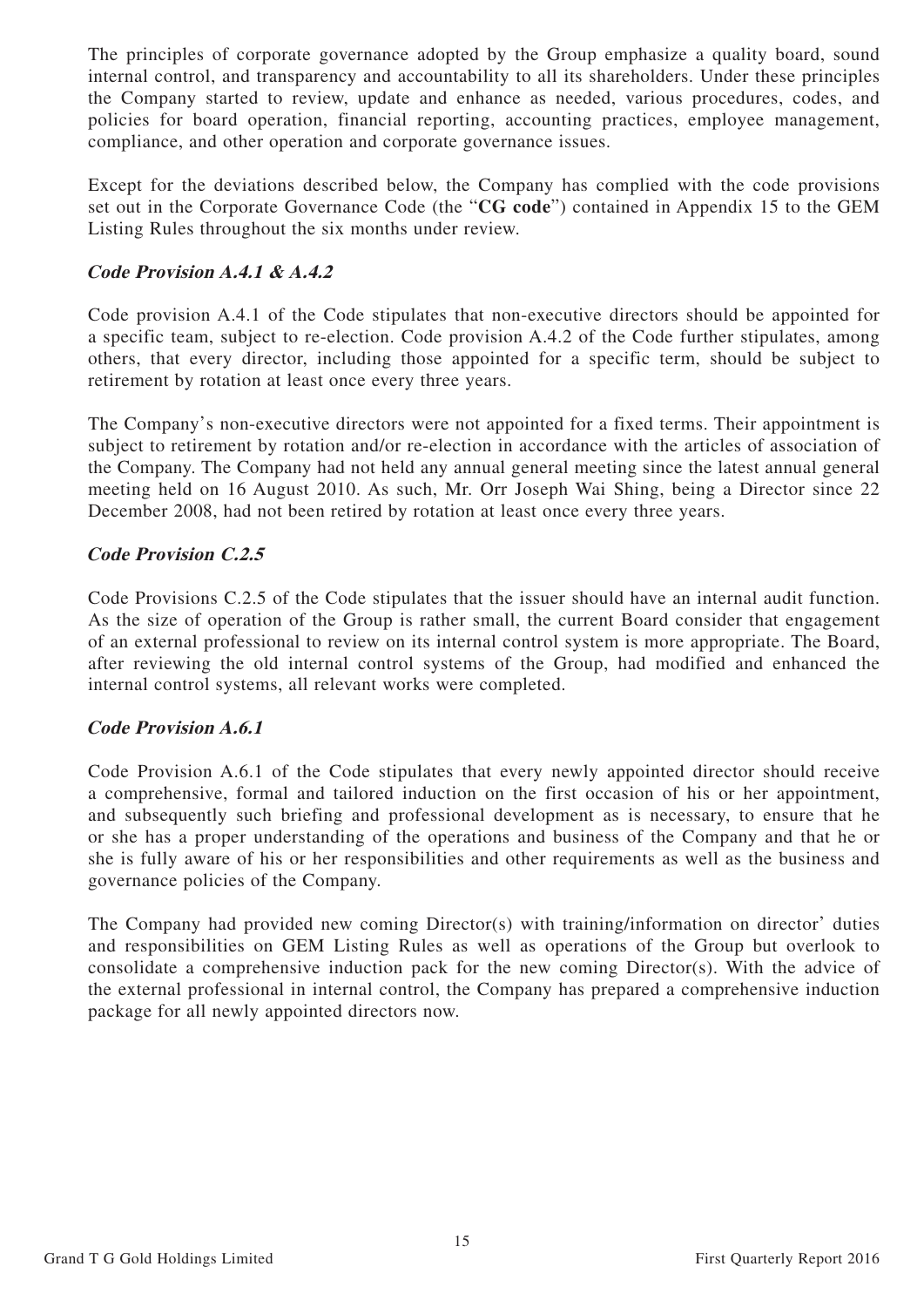The principles of corporate governance adopted by the Group emphasize a quality board, sound internal control, and transparency and accountability to all its shareholders. Under these principles the Company started to review, update and enhance as needed, various procedures, codes, and policies for board operation, financial reporting, accounting practices, employee management, compliance, and other operation and corporate governance issues.

Except for the deviations described below, the Company has complied with the code provisions set out in the Corporate Governance Code (the "**CG code**") contained in Appendix 15 to the GEM Listing Rules throughout the six months under review.

### ***Code Provision A.4.1 & A.4.2***

Code provision A.4.1 of the Code stipulates that non-executive directors should be appointed for a specific team, subject to re-election. Code provision A.4.2 of the Code further stipulates, among others, that every director, including those appointed for a specific term, should be subject to retirement by rotation at least once every three years.

The Company's non-executive directors were not appointed for a fixed terms. Their appointment is subject to retirement by rotation and/or re-election in accordance with the articles of association of the Company. The Company had not held any annual general meeting since the latest annual general meeting held on 16 August 2010. As such, Mr. Orr Joseph Wai Shing, being a Director since 22 December 2008, had not been retired by rotation at least once every three years.

### ***Code Provision C.2.5***

Code Provisions C.2.5 of the Code stipulates that the issuer should have an internal audit function. As the size of operation of the Group is rather small, the current Board consider that engagement of an external professional to review on its internal control system is more appropriate. The Board, after reviewing the old internal control systems of the Group, had modified and enhanced the internal control systems, all relevant works were completed.

### ***Code Provision A.6.1***

Code Provision A.6.1 of the Code stipulates that every newly appointed director should receive a comprehensive, formal and tailored induction on the first occasion of his or her appointment, and subsequently such briefing and professional development as is necessary, to ensure that he or she has a proper understanding of the operations and business of the Company and that he or she is fully aware of his or her responsibilities and other requirements as well as the business and governance policies of the Company.

The Company had provided new coming Director(s) with training/information on director' duties and responsibilities on GEM Listing Rules as well as operations of the Group but overlook to consolidate a comprehensive induction pack for the new coming Director(s). With the advice of the external professional in internal control, the Company has prepared a comprehensive induction package for all newly appointed directors now.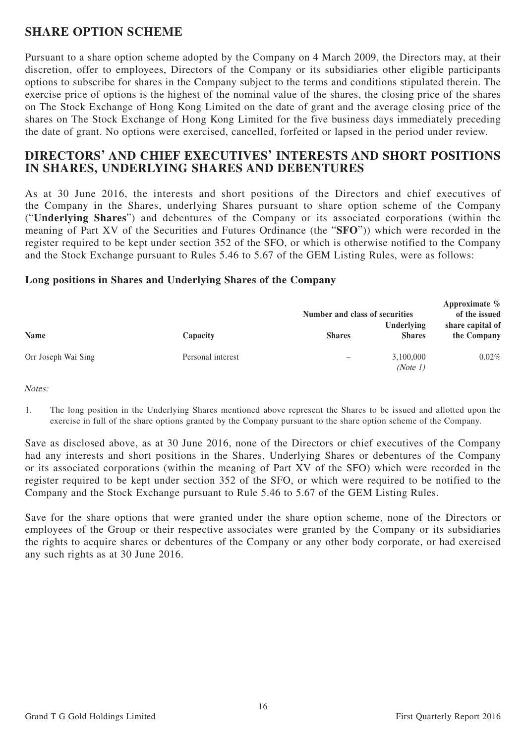## SHARE OPTION SCHEME

Pursuant to a share option scheme adopted by the Company on 4 March 2009, the Directors may, at their discretion, offer to employees, Directors of the Company or its subsidiaries other eligible participants options to subscribe for shares in the Company subject to the terms and conditions stipulated therein. The exercise price of options is the highest of the nominal value of the shares, the closing price of the shares on The Stock Exchange of Hong Kong Limited on the date of grant and the average closing price of the shares on The Stock Exchange of Hong Kong Limited for the five business days immediately preceding the date of grant. No options were exercised, cancelled, forfeited or lapsed in the period under review.

## DIRECTORS' AND CHIEF EXECUTIVES' INTERESTS AND SHORT POSITIONS IN SHARES, UNDERLYING SHARES AND DEBENTURES

As at 30 June 2016, the interests and short positions of the Directors and chief executives of the Company in the Shares, underlying Shares pursuant to share option scheme of the Company ("**Underlying Shares**") and debentures of the Company or its associated corporations (within the meaning of Part XV of the Securities and Futures Ordinance (the "**SFO**")) which were recorded in the register required to be kept under section 352 of the SFO, or which is otherwise notified to the Company and the Stock Exchange pursuant to Rules 5.46 to 5.67 of the GEM Listing Rules, were as follows:

### Long positions in Shares and Underlying Shares of the Company

| Name | Capacity | Number and class of securities | | Approximate % of the issued share capital of the Company |
|---|---|---|---|---|
| | | Shares | Underlying Shares | |
| Orr Joseph Wai Sing | Personal interest | – | 3,100,000 *(Note 1)* | 0.02% |

*Notes:*

1. The long position in the Underlying Shares mentioned above represent the Shares to be issued and allotted upon the exercise in full of the share options granted by the Company pursuant to the share option scheme of the Company.

Save as disclosed above, as at 30 June 2016, none of the Directors or chief executives of the Company had any interests and short positions in the Shares, Underlying Shares or debentures of the Company or its associated corporations (within the meaning of Part XV of the SFO) which were recorded in the register required to be kept under section 352 of the SFO, or which were required to be notified to the Company and the Stock Exchange pursuant to Rule 5.46 to 5.67 of the GEM Listing Rules.

Save for the share options that were granted under the share option scheme, none of the Directors or employees of the Group or their respective associates were granted by the Company or its subsidiaries the rights to acquire shares or debentures of the Company or any other body corporate, or had exercised any such rights as at 30 June 2016.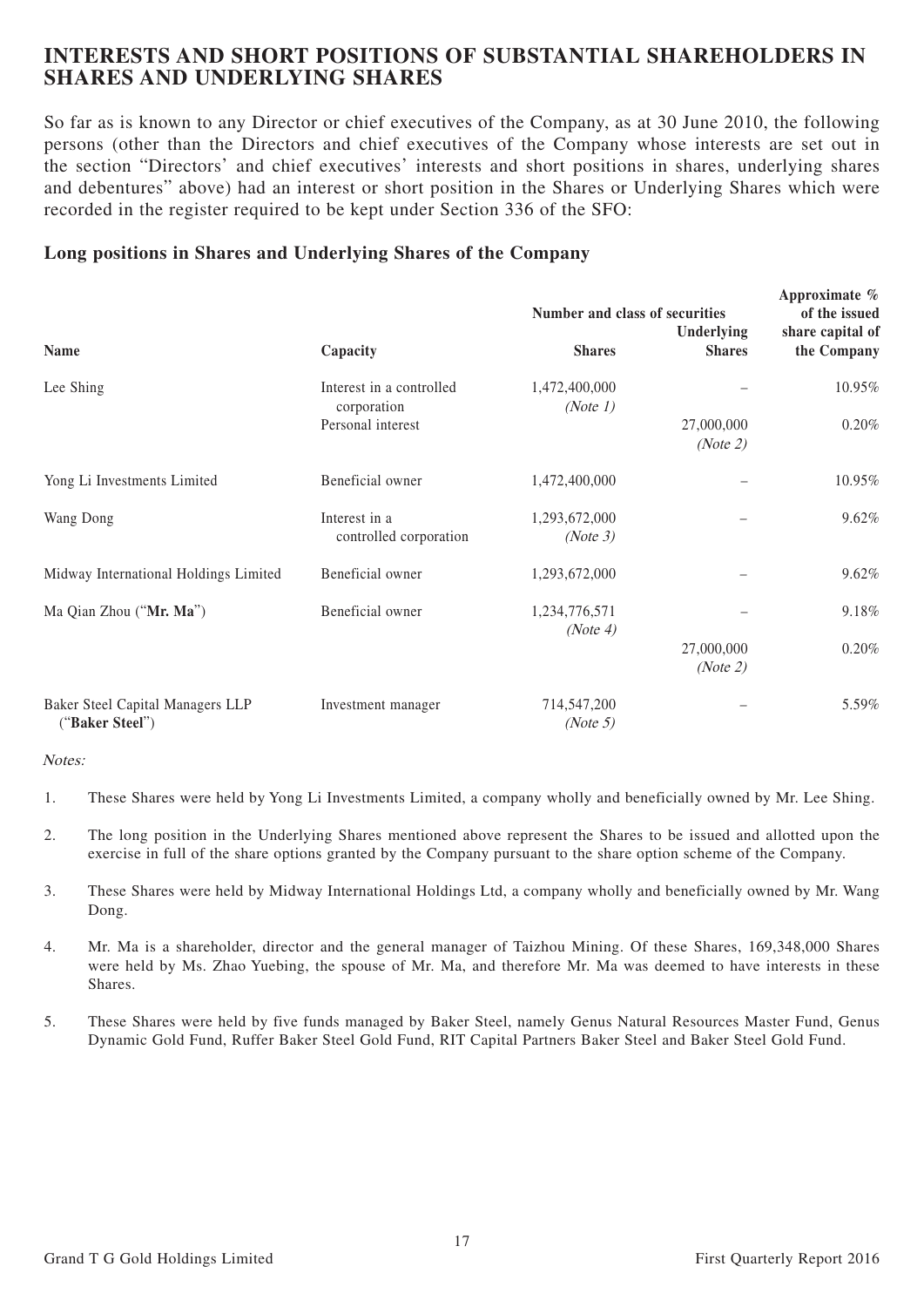## INTERESTS AND SHORT POSITIONS OF SUBSTANTIAL SHAREHOLDERS IN SHARES AND UNDERLYING SHARES

So far as is known to any Director or chief executives of the Company, as at 30 June 2010, the following persons (other than the Directors and chief executives of the Company whose interests are set out in the section "Directors' and chief executives' interests and short positions in shares, underlying shares and debentures" above) had an interest or short position in the Shares or Underlying Shares which were recorded in the register required to be kept under Section 336 of the SFO:

### Long positions in Shares and Underlying Shares of the Company

| Name | Capacity | Number and class of securities | | Approximate % of the issued share capital of the Company |
|---|---|---|---|---|
| | | Shares | Underlying Shares | |
| Lee Shing | Interest in a controlled corporation | 1,472,400,000 *(Note 1)* | – | 10.95% |
| | Personal interest | | 27,000,000 *(Note 2)* | 0.20% |
| Yong Li Investments Limited | Beneficial owner | 1,472,400,000 | – | 10.95% |
| Wang Dong | Interest in a controlled corporation | 1,293,672,000 *(Note 3)* | – | 9.62% |
| Midway International Holdings Limited | Beneficial owner | 1,293,672,000 | – | 9.62% |
| Ma Qian Zhou ("**Mr. Ma**") | Beneficial owner | 1,234,776,571 *(Note 4)* | – | 9.18% |
| | | | 27,000,000 *(Note 2)* | 0.20% |
| Baker Steel Capital Managers LLP ("**Baker Steel**") | Investment manager | 714,547,200 *(Note 5)* | – | 5.59% |

*Notes:*

1. These Shares were held by Yong Li Investments Limited, a company wholly and beneficially owned by Mr. Lee Shing.
2. The long position in the Underlying Shares mentioned above represent the Shares to be issued and allotted upon the exercise in full of the share options granted by the Company pursuant to the share option scheme of the Company.
3. These Shares were held by Midway International Holdings Ltd, a company wholly and beneficially owned by Mr. Wang Dong.
4. Mr. Ma is a shareholder, director and the general manager of Taizhou Mining. Of these Shares, 169,348,000 Shares were held by Ms. Zhao Yuebing, the spouse of Mr. Ma, and therefore Mr. Ma was deemed to have interests in these Shares.
5. These Shares were held by five funds managed by Baker Steel, namely Genus Natural Resources Master Fund, Genus Dynamic Gold Fund, Ruffer Baker Steel Gold Fund, RIT Capital Partners Baker Steel and Baker Steel Gold Fund.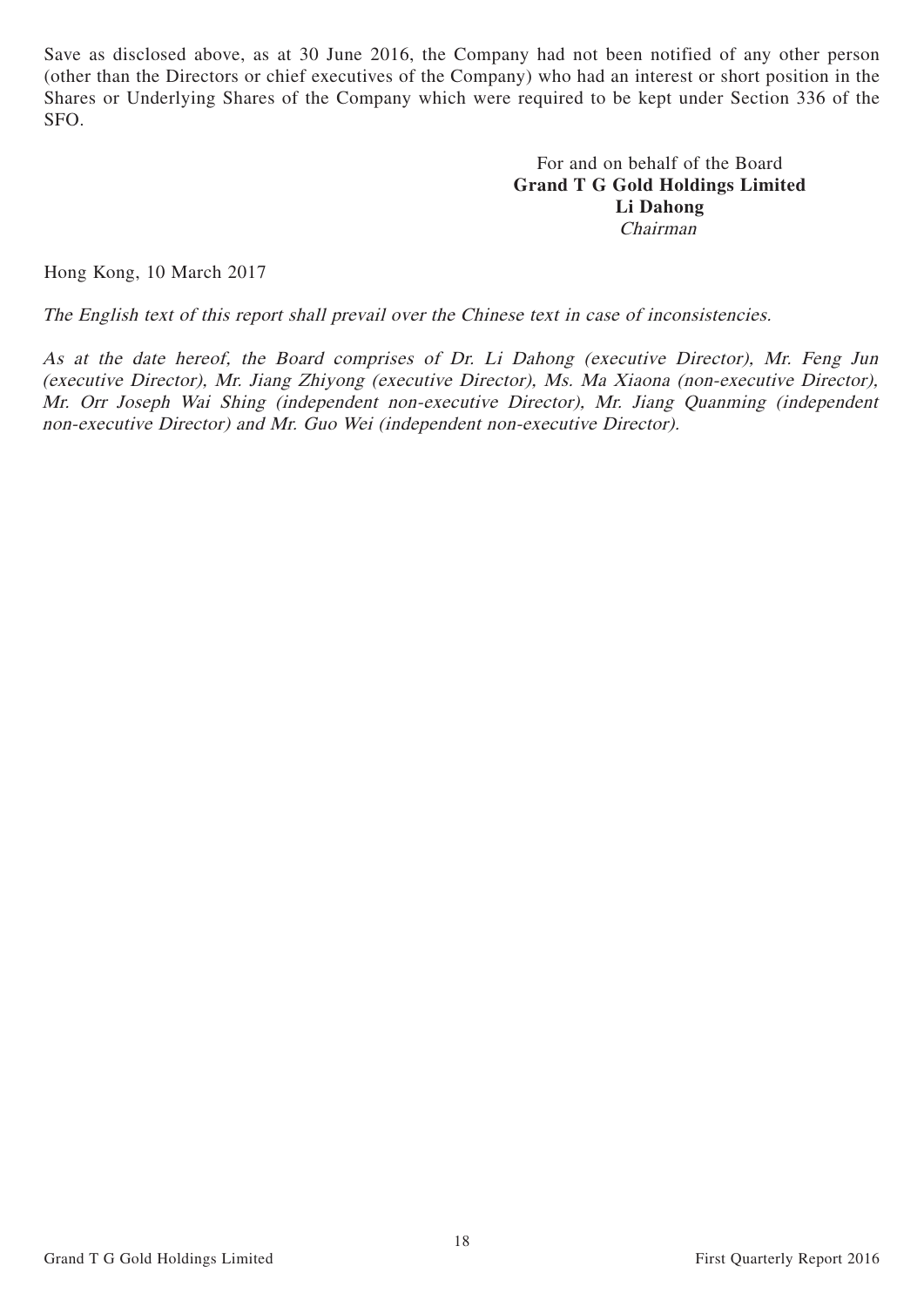Save as disclosed above, as at 30 June 2016, the Company had not been notified of any other person (other than the Directors or chief executives of the Company) who had an interest or short position in the Shares or Underlying Shares of the Company which were required to be kept under Section 336 of the SFO.

For and on behalf of the Board
**Grand T G Gold Holdings Limited**
**Li Dahong**
*Chairman*

Hong Kong, 10 March 2017

*The English text of this report shall prevail over the Chinese text in case of inconsistencies.*

*As at the date hereof, the Board comprises of Dr. Li Dahong (executive Director), Mr. Feng Jun (executive Director), Mr. Jiang Zhiyong (executive Director), Ms. Ma Xiaona (non-executive Director), Mr. Orr Joseph Wai Shing (independent non-executive Director), Mr. Jiang Quanming (independent non-executive Director) and Mr. Guo Wei (independent non-executive Director).*